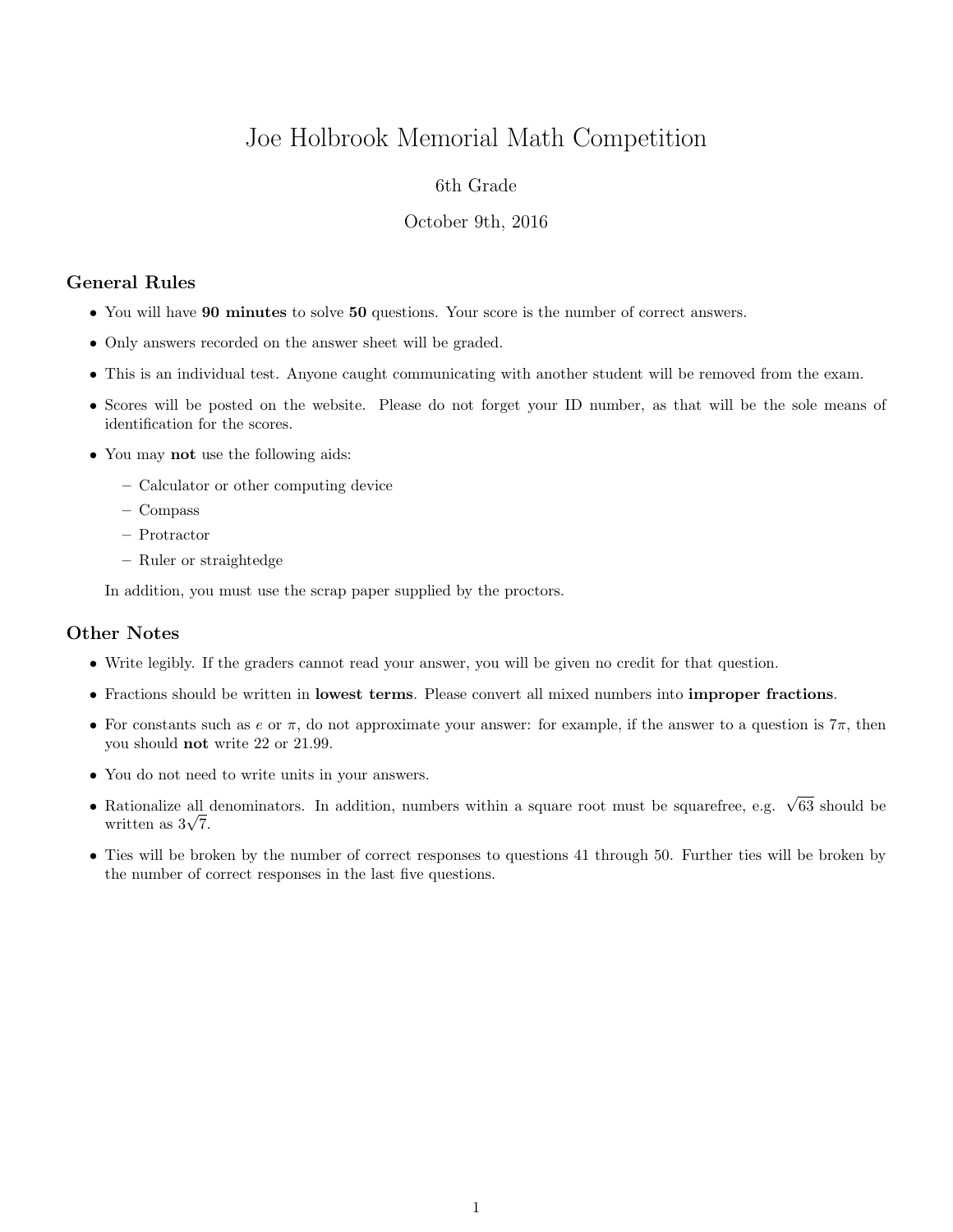# Joe Holbrook Memorial Math Competition

6th Grade

October 9th, 2016

## General Rules

- You will have **90 minutes** to solve **50** questions. Your score is the number of correct answers.
- Only answers recorded on the answer sheet will be graded.
- This is an individual test. Anyone caught communicating with another student will be removed from the exam.
- Scores will be posted on the website. Please do not forget your ID number, as that will be the sole means of identification for the scores.
- You may **not** use the following aids:
  - Calculator or other computing device
  - Compass
  - Protractor
  - Ruler or straightedge

  In addition, you must use the scrap paper supplied by the proctors.

## Other Notes

- Write legibly. If the graders cannot read your answer, you will be given no credit for that question.
- Fractions should be written in **lowest terms**. Please convert all mixed numbers into **improper fractions**.
- For constants such as $e$ or $\pi$, do not approximate your answer: for example, if the answer to a question is $7\pi$, then you should **not** write 22 or 21.99.
- You do not need to write units in your answers.
- Rationalize all denominators. In addition, numbers within a square root must be squarefree, e.g. $\sqrt{63}$ should be written as $3\sqrt{7}$.
- Ties will be broken by the number of correct responses to questions 41 through 50. Further ties will be broken by the number of correct responses in the last five questions.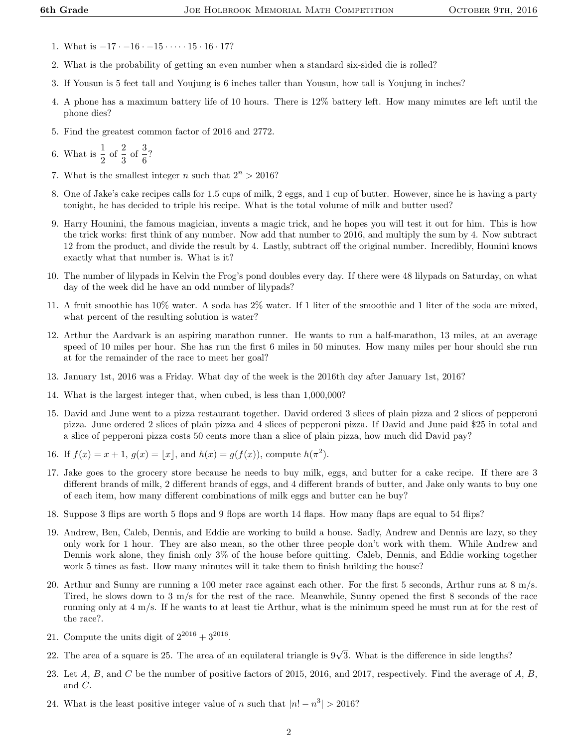1. What is $-17 \cdot -16 \cdot -15 \cdot \dots \cdot 15 \cdot 16 \cdot 17$?

2. What is the probability of getting an even number when a standard six-sided die is rolled?

3. If Yousun is 5 feet tall and Youjung is 6 inches taller than Yousun, how tall is Youjung in inches?

4. A phone has a maximum battery life of 10 hours. There is 12% battery left. How many minutes are left until the phone dies?

5. Find the greatest common factor of 2016 and 2772.

6. What is $\frac{1}{2}$ of $\frac{2}{3}$ of $\frac{3}{6}$?

7. What is the smallest integer $n$ such that $2^n > 2016$?

8. One of Jake's cake recipes calls for 1.5 cups of milk, 2 eggs, and 1 cup of butter. However, since he is having a party tonight, he has decided to triple his recipe. What is the total volume of milk and butter used?

9. Harry Hounini, the famous magician, invents a magic trick, and he hopes you will test it out for him. This is how the trick works: first think of any number. Now add that number to 2016, and multiply the sum by 4. Now subtract 12 from the product, and divide the result by 4. Lastly, subtract off the original number. Incredibly, Hounini knows exactly what that number is. What is it?

10. The number of lilypads in Kelvin the Frog's pond doubles every day. If there were 48 lilypads on Saturday, on what day of the week did he have an odd number of lilypads?

11. A fruit smoothie has 10% water. A soda has 2% water. If 1 liter of the smoothie and 1 liter of the soda are mixed, what percent of the resulting solution is water?

12. Arthur the Aardvark is an aspiring marathon runner. He wants to run a half-marathon, 13 miles, at an average speed of 10 miles per hour. She has run the first 6 miles in 50 minutes. How many miles per hour should she run at for the remainder of the race to meet her goal?

13. January 1st, 2016 was a Friday. What day of the week is the 2016th day after January 1st, 2016?

14. What is the largest integer that, when cubed, is less than 1,000,000?

15. David and June went to a pizza restaurant together. David ordered 3 slices of plain pizza and 2 slices of pepperoni pizza. June ordered 2 slices of plain pizza and 4 slices of pepperoni pizza. If David and June paid $25 in total and a slice of pepperoni pizza costs 50 cents more than a slice of plain pizza, how much did David pay?

16. If $f(x) = x + 1$, $g(x) = \lfloor x \rfloor$, and $h(x) = g(f(x))$, compute $h(\pi^2)$.

17. Jake goes to the grocery store because he needs to buy milk, eggs, and butter for a cake recipe. If there are 3 different brands of milk, 2 different brands of eggs, and 4 different brands of butter, and Jake only wants to buy one of each item, how many different combinations of milk eggs and butter can he buy?

18. Suppose 3 flips are worth 5 flops and 9 flops are worth 14 flaps. How many flaps are equal to 54 flips?

19. Andrew, Ben, Caleb, Dennis, and Eddie are working to build a house. Sadly, Andrew and Dennis are lazy, so they only work for 1 hour. They are also mean, so the other three people don't work with them. While Andrew and Dennis work alone, they finish only 3% of the house before quitting. Caleb, Dennis, and Eddie working together work 5 times as fast. How many minutes will it take them to finish building the house?

20. Arthur and Sunny are running a 100 meter race against each other. For the first 5 seconds, Arthur runs at 8 m/s. Tired, he slows down to 3 m/s for the rest of the race. Meanwhile, Sunny opened the first 8 seconds of the race running only at 4 m/s. If he wants to at least tie Arthur, what is the minimum speed he must run at for the rest of the race?.

21. Compute the units digit of $2^{2016} + 3^{2016}$.

22. The area of a square is 25. The area of an equilateral triangle is $9\sqrt{3}$. What is the difference in side lengths?

23. Let $A$, $B$, and $C$ be the number of positive factors of 2015, 2016, and 2017, respectively. Find the average of $A$, $B$, and $C$.

24. What is the least positive integer value of $n$ such that $|n! - n^3| > 2016$?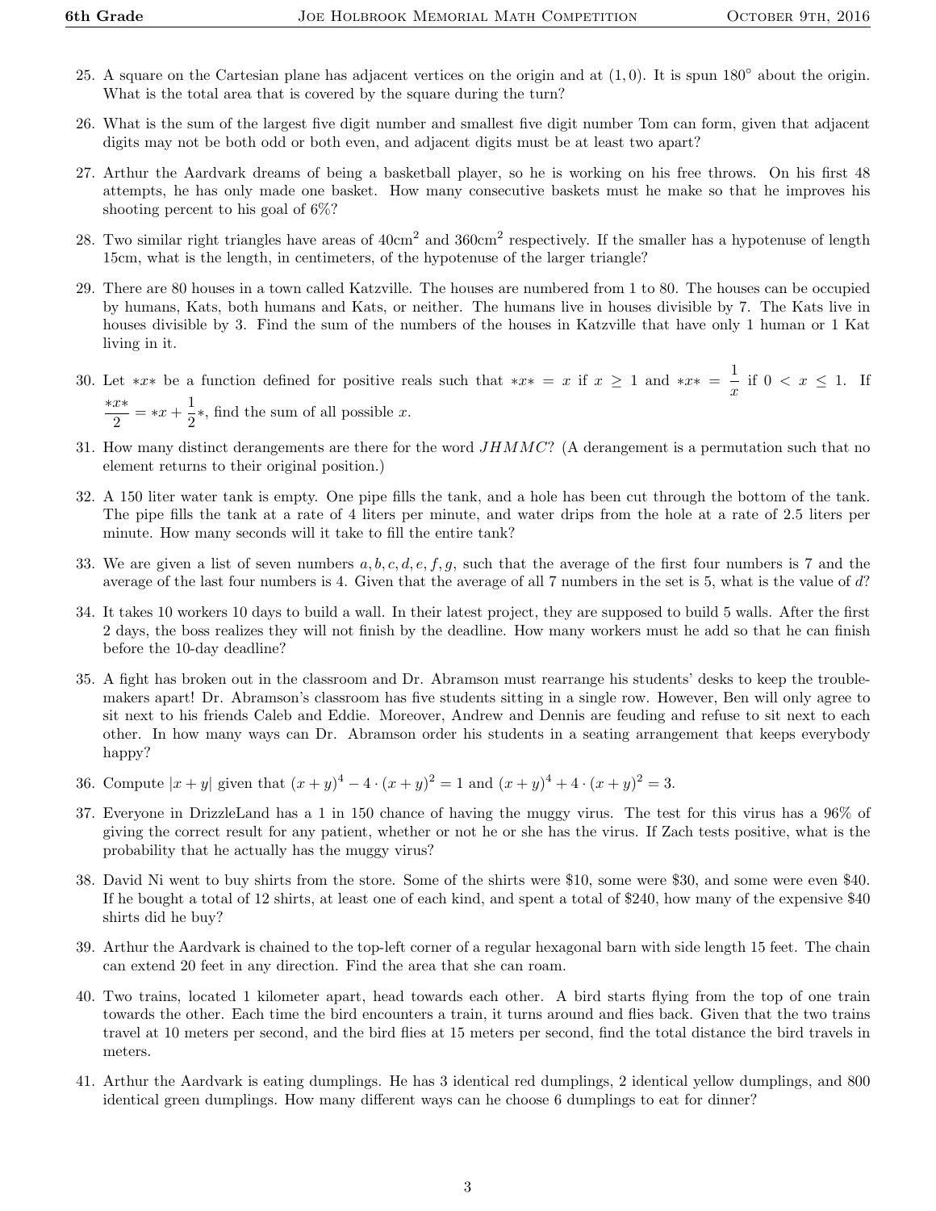25. A square on the Cartesian plane has adjacent vertices on the origin and at $(1, 0)$. It is spun $180^\circ$ about the origin. What is the total area that is covered by the square during the turn?

26. What is the sum of the largest five digit number and smallest five digit number Tom can form, given that adjacent digits may not be both odd or both even, and adjacent digits must be at least two apart?

27. Arthur the Aardvark dreams of being a basketball player, so he is working on his free throws. On his first 48 attempts, he has only made one basket. How many consecutive baskets must he make so that he improves his shooting percent to his goal of 6%?

28. Two similar right triangles have areas of $40\text{cm}^2$ and $360\text{cm}^2$ respectively. If the smaller has a hypotenuse of length 15cm, what is the length, in centimeters, of the hypotenuse of the larger triangle?

29. There are 80 houses in a town called Katzville. The houses are numbered from 1 to 80. The houses can be occupied by humans, Kats, both humans and Kats, or neither. The humans live in houses divisible by 7. The Kats live in houses divisible by 3. Find the sum of the numbers of the houses in Katzville that have only 1 human or 1 Kat living in it.

30. Let $*x*$ be a function defined for positive reals such that $*x* = x$ if $x \geq 1$ and $*x* = \dfrac{1}{x}$ if $0 < x \leq 1$. If $\dfrac{*x*}{2} = *x + \dfrac{1}{2}*$, find the sum of all possible $x$.

31. How many distinct derangements are there for the word $JHMMC$? (A derangement is a permutation such that no element returns to their original position.)

32. A 150 liter water tank is empty. One pipe fills the tank, and a hole has been cut through the bottom of the tank. The pipe fills the tank at a rate of 4 liters per minute, and water drips from the hole at a rate of 2.5 liters per minute. How many seconds will it take to fill the entire tank?

33. We are given a list of seven numbers $a, b, c, d, e, f, g$, such that the average of the first four numbers is 7 and the average of the last four numbers is 4. Given that the average of all 7 numbers in the set is 5, what is the value of $d$?

34. It takes 10 workers 10 days to build a wall. In their latest project, they are supposed to build 5 walls. After the first 2 days, the boss realizes they will not finish by the deadline. How many workers must he add so that he can finish before the 10-day deadline?

35. A fight has broken out in the classroom and Dr. Abramson must rearrange his students' desks to keep the trouble-makers apart! Dr. Abramson's classroom has five students sitting in a single row. However, Ben will only agree to sit next to his friends Caleb and Eddie. Moreover, Andrew and Dennis are feuding and refuse to sit next to each other. In how many ways can Dr. Abramson order his students in a seating arrangement that keeps everybody happy?

36. Compute $|x + y|$ given that $(x + y)^4 - 4 \cdot (x + y)^2 = 1$ and $(x + y)^4 + 4 \cdot (x + y)^2 = 3$.

37. Everyone in DrizzleLand has a 1 in 150 chance of having the muggy virus. The test for this virus has a 96% of giving the correct result for any patient, whether or not he or she has the virus. If Zach tests positive, what is the probability that he actually has the muggy virus?

38. David Ni went to buy shirts from the store. Some of the shirts were \$10, some were \$30, and some were even \$40. If he bought a total of 12 shirts, at least one of each kind, and spent a total of \$240, how many of the expensive \$40 shirts did he buy?

39. Arthur the Aardvark is chained to the top-left corner of a regular hexagonal barn with side length 15 feet. The chain can extend 20 feet in any direction. Find the area that she can roam.

40. Two trains, located 1 kilometer apart, head towards each other. A bird starts flying from the top of one train towards the other. Each time the bird encounters a train, it turns around and flies back. Given that the two trains travel at 10 meters per second, and the bird flies at 15 meters per second, find the total distance the bird travels in meters.

41. Arthur the Aardvark is eating dumplings. He has 3 identical red dumplings, 2 identical yellow dumplings, and 800 identical green dumplings. How many different ways can he choose 6 dumplings to eat for dinner?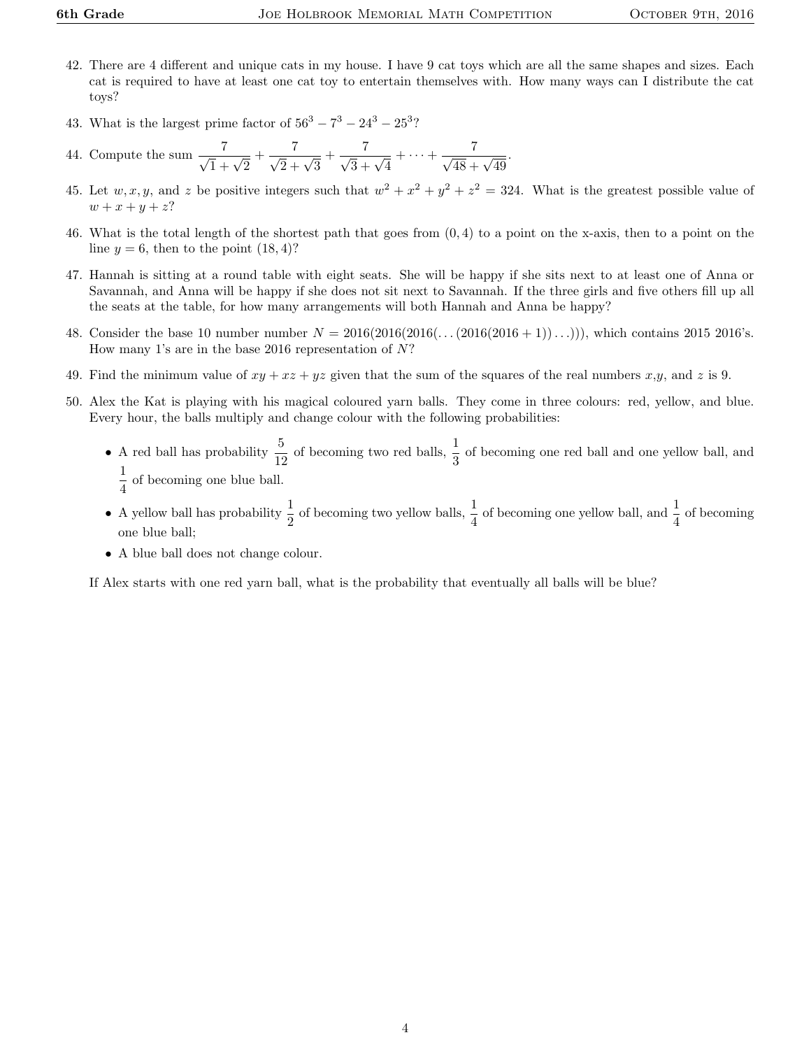42. There are 4 different and unique cats in my house. I have 9 cat toys which are all the same shapes and sizes. Each cat is required to have at least one cat toy to entertain themselves with. How many ways can I distribute the cat toys?

43. What is the largest prime factor of $56^3 - 7^3 - 24^3 - 25^3$?

44. Compute the sum $\frac{7}{\sqrt{1}+\sqrt{2}} + \frac{7}{\sqrt{2}+\sqrt{3}} + \frac{7}{\sqrt{3}+\sqrt{4}} + \cdots + \frac{7}{\sqrt{48}+\sqrt{49}}$.

45. Let $w, x, y,$ and $z$ be positive integers such that $w^2 + x^2 + y^2 + z^2 = 324$. What is the greatest possible value of $w + x + y + z$?

46. What is the total length of the shortest path that goes from $(0, 4)$ to a point on the x-axis, then to a point on the line $y = 6$, then to the point $(18, 4)$?

47. Hannah is sitting at a round table with eight seats. She will be happy if she sits next to at least one of Anna or Savannah, and Anna will be happy if she does not sit next to Savannah. If the three girls and five others fill up all the seats at the table, for how many arrangements will both Hannah and Anna be happy?

48. Consider the base 10 number number $N = 2016(2016(2016(\ldots(2016(2016 + 1))\ldots)))$, which contains 2015 2016's. How many 1's are in the base 2016 representation of $N$?

49. Find the minimum value of $xy + xz + yz$ given that the sum of the squares of the real numbers $x$,$y$, and $z$ is 9.

50. Alex the Kat is playing with his magical coloured yarn balls. They come in three colours: red, yellow, and blue. Every hour, the balls multiply and change colour with the following probabilities:

    - A red ball has probability $\frac{5}{12}$ of becoming two red balls, $\frac{1}{3}$ of becoming one red ball and one yellow ball, and $\frac{1}{4}$ of becoming one blue ball.
    - A yellow ball has probability $\frac{1}{2}$ of becoming two yellow balls, $\frac{1}{4}$ of becoming one yellow ball, and $\frac{1}{4}$ of becoming one blue ball;
    - A blue ball does not change colour.

    If Alex starts with one red yarn ball, what is the probability that eventually all balls will be blue?